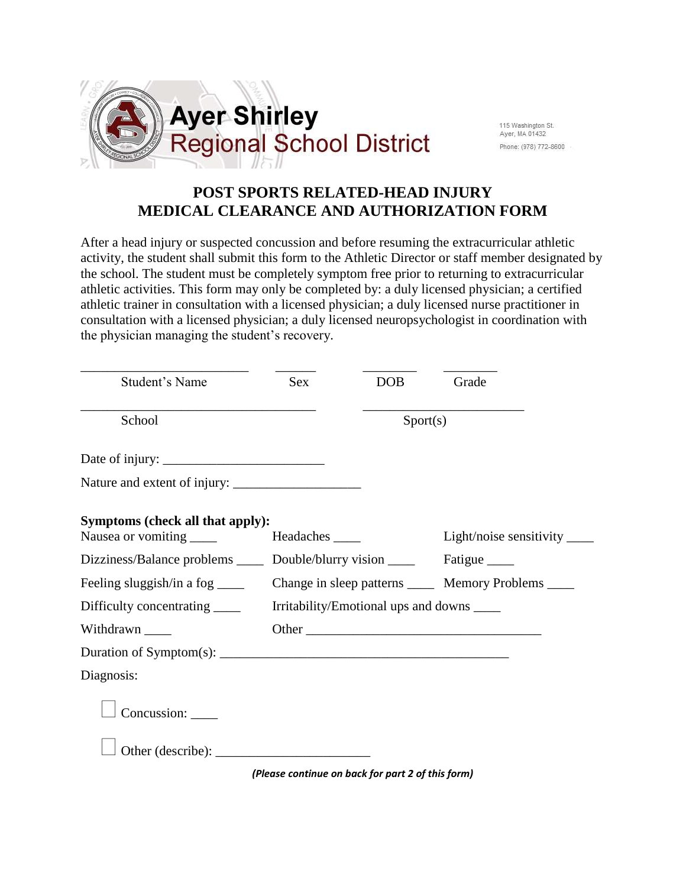# Ayer Shirley Regional School District

115 Washington St.
Ayer, MA 01432
Phone: (978) 772-8600

## POST SPORTS RELATED-HEAD INJURY MEDICAL CLEARANCE AND AUTHORIZATION FORM

After a head injury or suspected concussion and before resuming the extracurricular athletic activity, the student shall submit this form to the Athletic Director or staff member designated by the school. The student must be completely symptom free prior to returning to extracurricular athletic activities. This form may only be completed by: a duly licensed physician; a certified athletic trainer in consultation with a licensed physician; a duly licensed nurse practitioner in consultation with a licensed physician; a duly licensed neuropsychologist in coordination with the physician managing the student's recovery.

________________________ ______ ________ ________
Student's Name Sex DOB Grade

__________________________________ _______________________
School Sport(s)

Date of injury: ________________________

Nature and extent of injury: ___________________

**Symptoms (check all that apply):**

Nausea or vomiting ____ Headaches ____ Light/noise sensitivity ____

Dizziness/Balance problems ____ Double/blurry vision ____ Fatigue ____

Feeling sluggish/in a fog ____ Change in sleep patterns ____ Memory Problems ____

Difficulty concentrating ____ Irritability/Emotional ups and downs ____

Withdrawn ____ Other ___________________________________

Duration of Symptom(s): ___________________________________________

Diagnosis:

☐ Concussion: ____

☐ Other (describe): _______________________

*(Please continue on back for part 2 of this form)*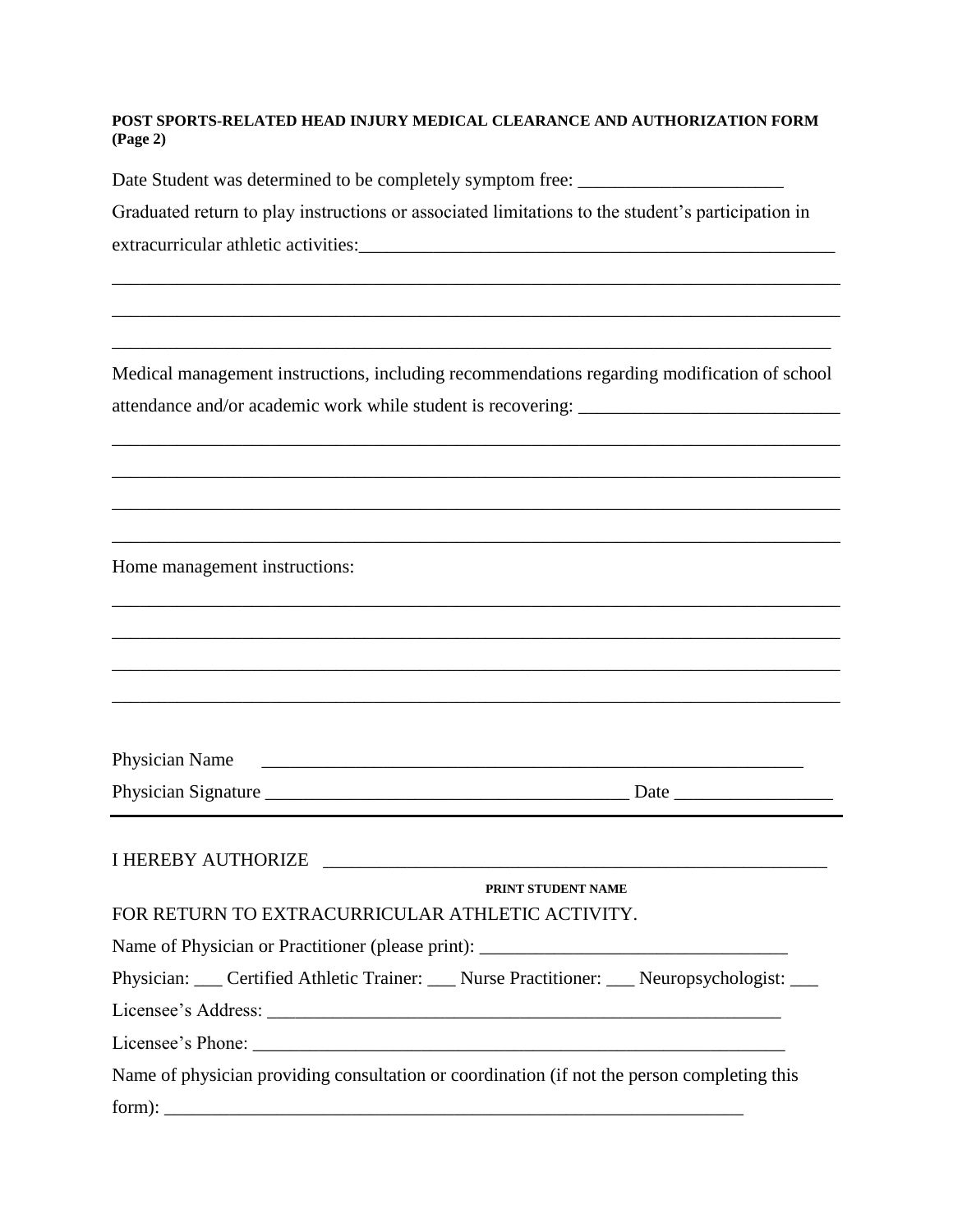**POST SPORTS-RELATED HEAD INJURY MEDICAL CLEARANCE AND AUTHORIZATION FORM (Page 2)**

Date Student was determined to be completely symptom free: ______________________

Graduated return to play instructions or associated limitations to the student's participation in extracurricular athletic activities:_____________________________________________________

________________________________________________________________________________

________________________________________________________________________________

________________________________________________________________________________

Medical management instructions, including recommendations regarding modification of school attendance and/or academic work while student is recovering: ____________________________

________________________________________________________________________________

________________________________________________________________________________

________________________________________________________________________________

________________________________________________________________________________

Home management instructions:

________________________________________________________________________________

________________________________________________________________________________

________________________________________________________________________________

________________________________________________________________________________

Physician Name ____________________________________________________________

Physician Signature _______________________________________ Date _________________

---

I HEREBY AUTHORIZE _______________________________________________________

**PRINT STUDENT NAME**

FOR RETURN TO EXTRACURRICULAR ATHLETIC ACTIVITY.

Name of Physician or Practitioner (please print): _________________________________

Physician: ___ Certified Athletic Trainer: ___ Nurse Practitioner: ___ Neuropsychologist: ___

Licensee's Address: _________________________________________________________

Licensee's Phone: ___________________________________________________________

Name of physician providing consultation or coordination (if not the person completing this form): _______________________________________________________________